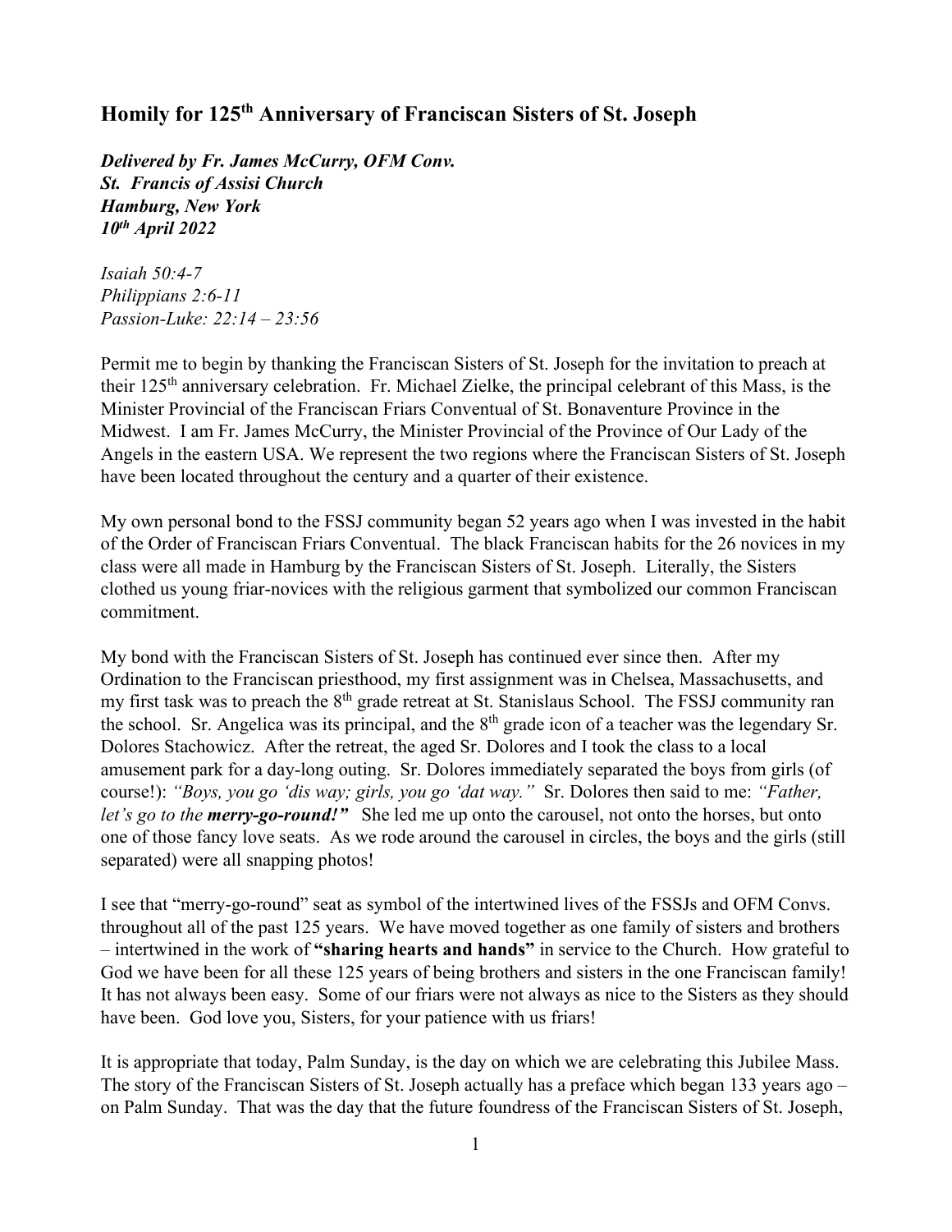# Homily for 125th Anniversary of Franciscan Sisters of St. Joseph

***Delivered by Fr. James McCurry, OFM Conv.***
***St. Francis of Assisi Church***
***Hamburg, New York***
***10th April 2022***

*Isaiah 50:4-7*
*Philippians 2:6-11*
*Passion-Luke: 22:14 – 23:56*

Permit me to begin by thanking the Franciscan Sisters of St. Joseph for the invitation to preach at their 125th anniversary celebration. Fr. Michael Zielke, the principal celebrant of this Mass, is the Minister Provincial of the Franciscan Friars Conventual of St. Bonaventure Province in the Midwest. I am Fr. James McCurry, the Minister Provincial of the Province of Our Lady of the Angels in the eastern USA. We represent the two regions where the Franciscan Sisters of St. Joseph have been located throughout the century and a quarter of their existence.

My own personal bond to the FSSJ community began 52 years ago when I was invested in the habit of the Order of Franciscan Friars Conventual. The black Franciscan habits for the 26 novices in my class were all made in Hamburg by the Franciscan Sisters of St. Joseph. Literally, the Sisters clothed us young friar-novices with the religious garment that symbolized our common Franciscan commitment.

My bond with the Franciscan Sisters of St. Joseph has continued ever since then. After my Ordination to the Franciscan priesthood, my first assignment was in Chelsea, Massachusetts, and my first task was to preach the 8th grade retreat at St. Stanislaus School. The FSSJ community ran the school. Sr. Angelica was its principal, and the 8th grade icon of a teacher was the legendary Sr. Dolores Stachowicz. After the retreat, the aged Sr. Dolores and I took the class to a local amusement park for a day-long outing. Sr. Dolores immediately separated the boys from girls (of course!): *"Boys, you go 'dis way; girls, you go 'dat way."* Sr. Dolores then said to me: *"Father, let's go to the **merry-go-round!**"* She led me up onto the carousel, not onto the horses, but onto one of those fancy love seats. As we rode around the carousel in circles, the boys and the girls (still separated) were all snapping photos!

I see that "merry-go-round" seat as symbol of the intertwined lives of the FSSJs and OFM Convs. throughout all of the past 125 years. We have moved together as one family of sisters and brothers – intertwined in the work of **"sharing hearts and hands"** in service to the Church. How grateful to God we have been for all these 125 years of being brothers and sisters in the one Franciscan family! It has not always been easy. Some of our friars were not always as nice to the Sisters as they should have been. God love you, Sisters, for your patience with us friars!

It is appropriate that today, Palm Sunday, is the day on which we are celebrating this Jubilee Mass. The story of the Franciscan Sisters of St. Joseph actually has a preface which began 133 years ago – on Palm Sunday. That was the day that the future foundress of the Franciscan Sisters of St. Joseph,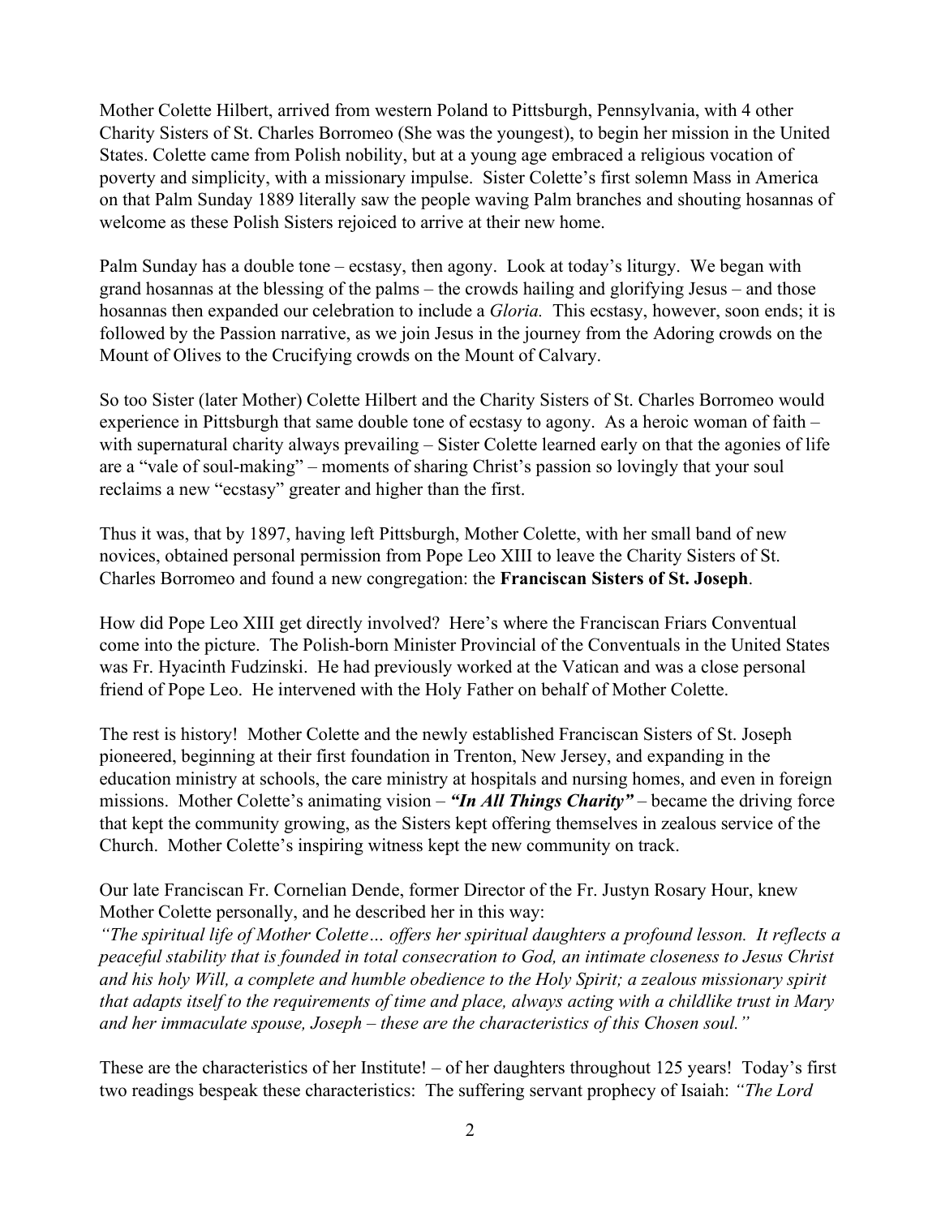Mother Colette Hilbert, arrived from western Poland to Pittsburgh, Pennsylvania, with 4 other Charity Sisters of St. Charles Borromeo (She was the youngest), to begin her mission in the United States. Colette came from Polish nobility, but at a young age embraced a religious vocation of poverty and simplicity, with a missionary impulse. Sister Colette's first solemn Mass in America on that Palm Sunday 1889 literally saw the people waving Palm branches and shouting hosannas of welcome as these Polish Sisters rejoiced to arrive at their new home.

Palm Sunday has a double tone – ecstasy, then agony. Look at today's liturgy. We began with grand hosannas at the blessing of the palms – the crowds hailing and glorifying Jesus – and those hosannas then expanded our celebration to include a *Gloria.* This ecstasy, however, soon ends; it is followed by the Passion narrative, as we join Jesus in the journey from the Adoring crowds on the Mount of Olives to the Crucifying crowds on the Mount of Calvary.

So too Sister (later Mother) Colette Hilbert and the Charity Sisters of St. Charles Borromeo would experience in Pittsburgh that same double tone of ecstasy to agony. As a heroic woman of faith – with supernatural charity always prevailing – Sister Colette learned early on that the agonies of life are a "vale of soul-making" – moments of sharing Christ's passion so lovingly that your soul reclaims a new "ecstasy" greater and higher than the first.

Thus it was, that by 1897, having left Pittsburgh, Mother Colette, with her small band of new novices, obtained personal permission from Pope Leo XIII to leave the Charity Sisters of St. Charles Borromeo and found a new congregation: the **Franciscan Sisters of St. Joseph**.

How did Pope Leo XIII get directly involved? Here's where the Franciscan Friars Conventual come into the picture. The Polish-born Minister Provincial of the Conventuals in the United States was Fr. Hyacinth Fudzinski. He had previously worked at the Vatican and was a close personal friend of Pope Leo. He intervened with the Holy Father on behalf of Mother Colette.

The rest is history! Mother Colette and the newly established Franciscan Sisters of St. Joseph pioneered, beginning at their first foundation in Trenton, New Jersey, and expanding in the education ministry at schools, the care ministry at hospitals and nursing homes, and even in foreign missions. Mother Colette's animating vision – ***"In All Things Charity"*** – became the driving force that kept the community growing, as the Sisters kept offering themselves in zealous service of the Church. Mother Colette's inspiring witness kept the new community on track.

Our late Franciscan Fr. Cornelian Dende, former Director of the Fr. Justyn Rosary Hour, knew Mother Colette personally, and he described her in this way:
*"The spiritual life of Mother Colette… offers her spiritual daughters a profound lesson. It reflects a peaceful stability that is founded in total consecration to God, an intimate closeness to Jesus Christ and his holy Will, a complete and humble obedience to the Holy Spirit; a zealous missionary spirit that adapts itself to the requirements of time and place, always acting with a childlike trust in Mary and her immaculate spouse, Joseph – these are the characteristics of this Chosen soul."*

These are the characteristics of her Institute! – of her daughters throughout 125 years! Today's first two readings bespeak these characteristics: The suffering servant prophecy of Isaiah: *"The Lord*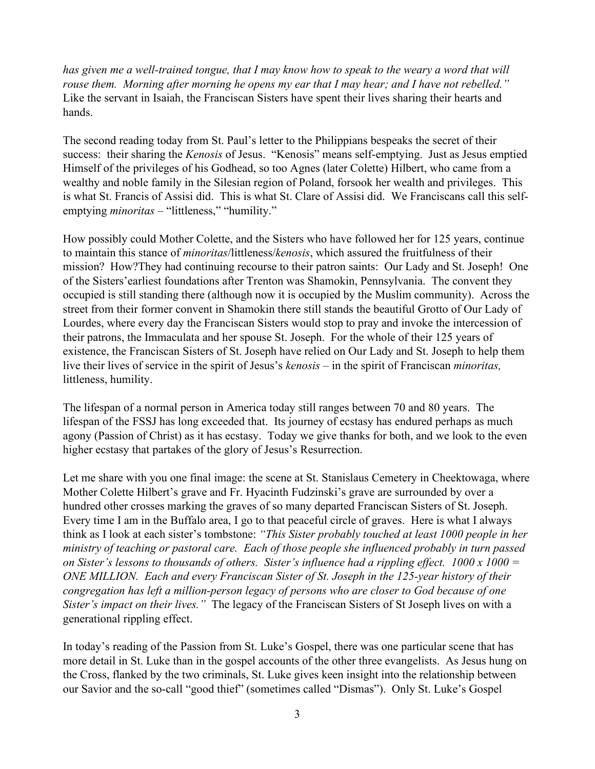*has given me a well-trained tongue, that I may know how to speak to the weary a word that will rouse them. Morning after morning he opens my ear that I may hear; and I have not rebelled."* Like the servant in Isaiah, the Franciscan Sisters have spent their lives sharing their hearts and hands.

The second reading today from St. Paul's letter to the Philippians bespeaks the secret of their success: their sharing the *Kenosis* of Jesus. "Kenosis" means self-emptying. Just as Jesus emptied Himself of the privileges of his Godhead, so too Agnes (later Colette) Hilbert, who came from a wealthy and noble family in the Silesian region of Poland, forsook her wealth and privileges. This is what St. Francis of Assisi did. This is what St. Clare of Assisi did. We Franciscans call this self-emptying *minoritas* – "littleness," "humility."

How possibly could Mother Colette, and the Sisters who have followed her for 125 years, continue to maintain this stance of *minoritas*/littleness/*kenosis*, which assured the fruitfulness of their mission? How?They had continuing recourse to their patron saints: Our Lady and St. Joseph! One of the Sisters'earliest foundations after Trenton was Shamokin, Pennsylvania. The convent they occupied is still standing there (although now it is occupied by the Muslim community). Across the street from their former convent in Shamokin there still stands the beautiful Grotto of Our Lady of Lourdes, where every day the Franciscan Sisters would stop to pray and invoke the intercession of their patrons, the Immaculata and her spouse St. Joseph. For the whole of their 125 years of existence, the Franciscan Sisters of St. Joseph have relied on Our Lady and St. Joseph to help them live their lives of service in the spirit of Jesus's *kenosis* – in the spirit of Franciscan *minoritas,* littleness, humility.

The lifespan of a normal person in America today still ranges between 70 and 80 years. The lifespan of the FSSJ has long exceeded that. Its journey of ecstasy has endured perhaps as much agony (Passion of Christ) as it has ecstasy. Today we give thanks for both, and we look to the even higher ecstasy that partakes of the glory of Jesus's Resurrection.

Let me share with you one final image: the scene at St. Stanislaus Cemetery in Cheektowaga, where Mother Colette Hilbert's grave and Fr. Hyacinth Fudzinski's grave are surrounded by over a hundred other crosses marking the graves of so many departed Franciscan Sisters of St. Joseph. Every time I am in the Buffalo area, I go to that peaceful circle of graves. Here is what I always think as I look at each sister's tombstone: *"This Sister probably touched at least 1000 people in her ministry of teaching or pastoral care. Each of those people she influenced probably in turn passed on Sister's lessons to thousands of others. Sister's influence had a rippling effect. 1000 x 1000 = ONE MILLION. Each and every Franciscan Sister of St. Joseph in the 125-year history of their congregation has left a million-person legacy of persons who are closer to God because of one Sister's impact on their lives."* The legacy of the Franciscan Sisters of St Joseph lives on with a generational rippling effect.

In today's reading of the Passion from St. Luke's Gospel, there was one particular scene that has more detail in St. Luke than in the gospel accounts of the other three evangelists. As Jesus hung on the Cross, flanked by the two criminals, St. Luke gives keen insight into the relationship between our Savior and the so-call "good thief" (sometimes called "Dismas"). Only St. Luke's Gospel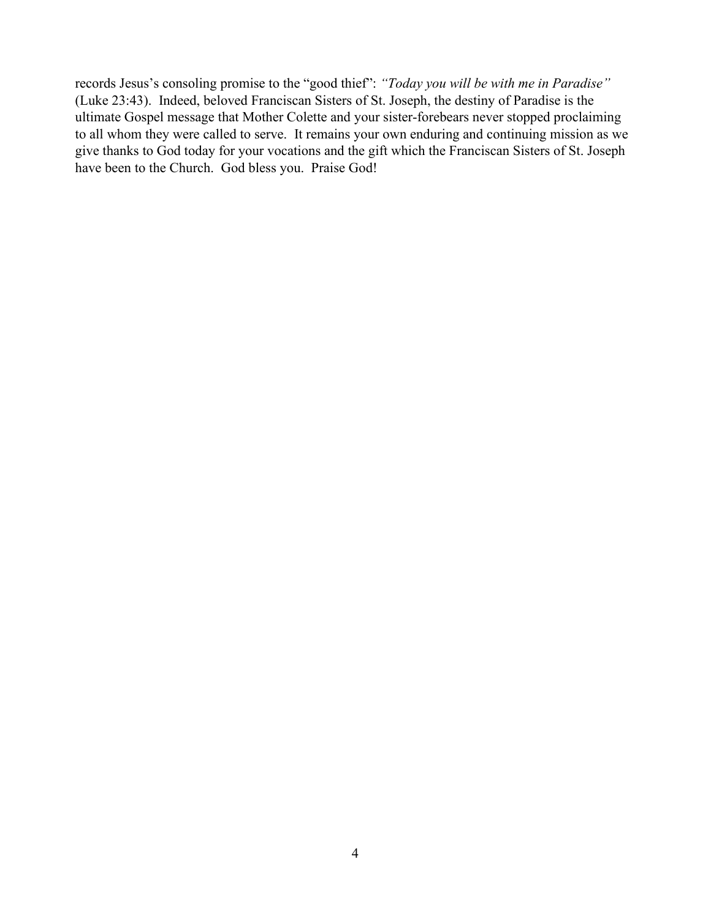records Jesus's consoling promise to the "good thief": *"Today you will be with me in Paradise"* (Luke 23:43). Indeed, beloved Franciscan Sisters of St. Joseph, the destiny of Paradise is the ultimate Gospel message that Mother Colette and your sister-forebears never stopped proclaiming to all whom they were called to serve. It remains your own enduring and continuing mission as we give thanks to God today for your vocations and the gift which the Franciscan Sisters of St. Joseph have been to the Church. God bless you. Praise God!